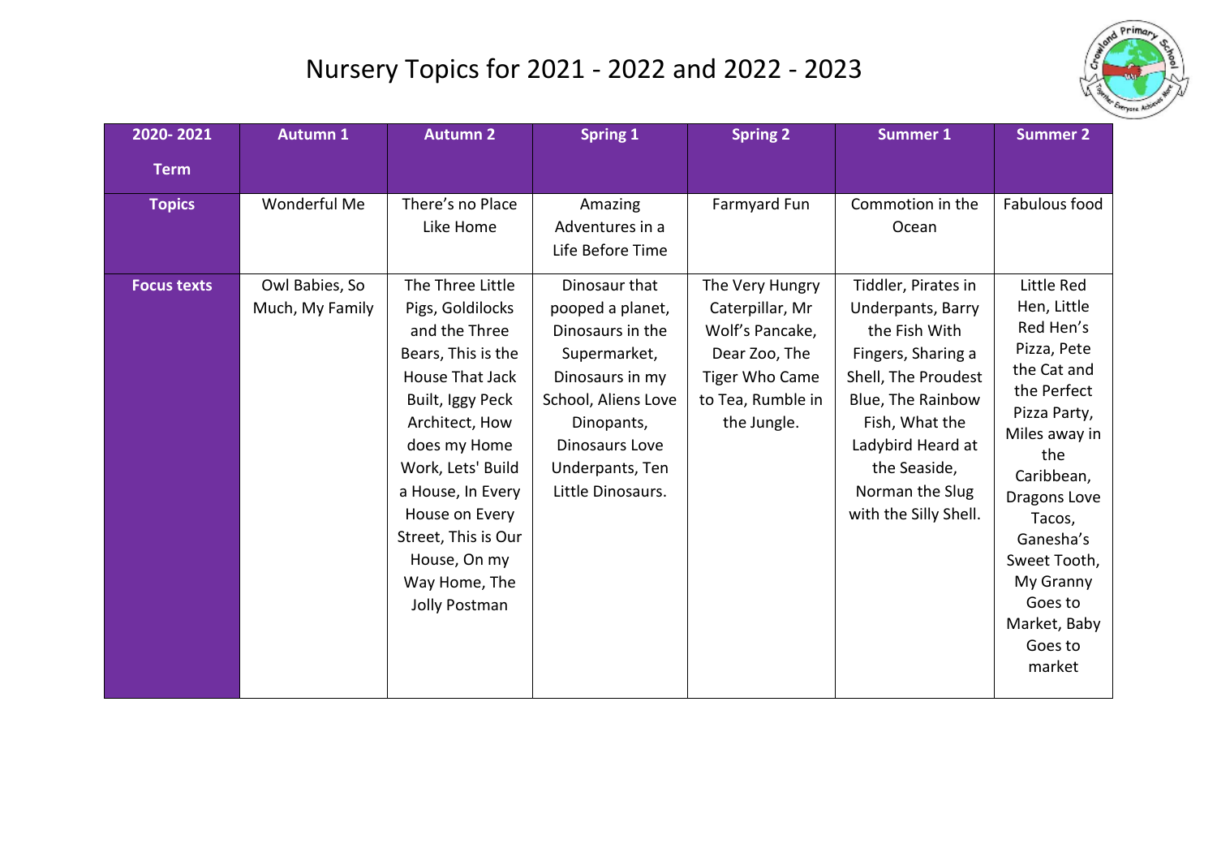# Nursery Topics for 2021 - 2022 and 2022 - 2023

| 2020- 2021 Term | Autumn 1 | Autumn 2 | Spring 1 | Spring 2 | Summer 1 | Summer 2 |
|---|---|---|---|---|---|---|
| **Topics** | Wonderful Me | There's no Place Like Home | Amazing Adventures in a Life Before Time | Farmyard Fun | Commotion in the Ocean | Fabulous food |
| **Focus texts** | Owl Babies, So Much, My Family | The Three Little Pigs, Goldilocks and the Three Bears, This is the House That Jack Built, Iggy Peck Architect, How does my Home Work, Lets' Build a House, In Every House on Every Street, This is Our House, On my Way Home, The Jolly Postman | Dinosaur that pooped a planet, Dinosaurs in the Supermarket, Dinosaurs in my School, Aliens Love Dinopants, Dinosaurs Love Underpants, Ten Little Dinosaurs. | The Very Hungry Caterpillar, Mr Wolf's Pancake, Dear Zoo, The Tiger Who Came to Tea, Rumble in the Jungle. | Tiddler, Pirates in Underpants, Barry the Fish With Fingers, Sharing a Shell, The Proudest Blue, The Rainbow Fish, What the Ladybird Heard at the Seaside, Norman the Slug with the Silly Shell. | Little Red Hen, Little Red Hen's Pizza, Pete the Cat and the Perfect Pizza Party, Miles away in the Caribbean, Dragons Love Tacos, Ganesha's Sweet Tooth, My Granny Goes to Market, Baby Goes to market |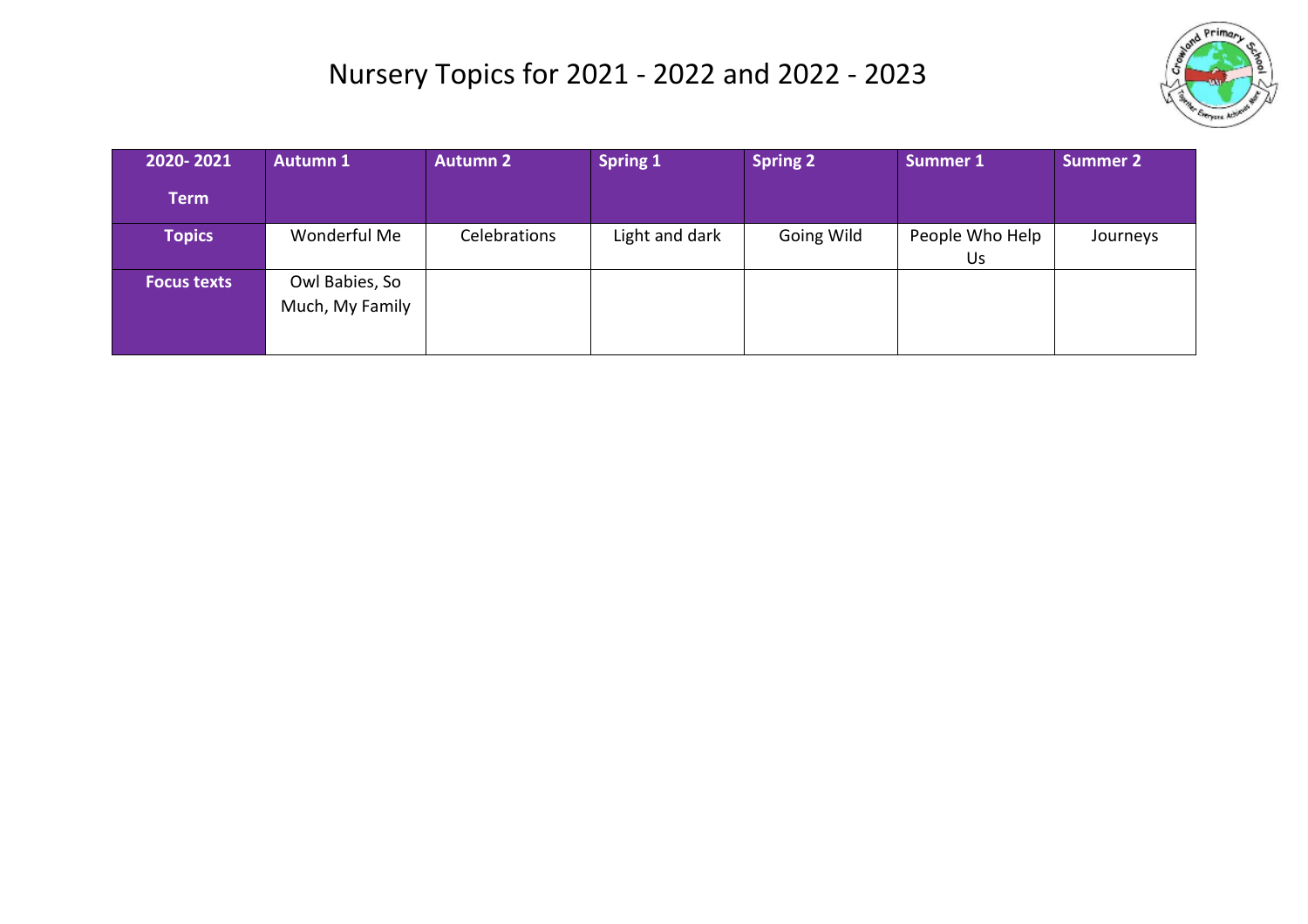# Nursery Topics for 2021 - 2022 and 2022 - 2023

| 2020- 2021 Term | Autumn 1 | Autumn 2 | Spring 1 | Spring 2 | Summer 1 | Summer 2 |
|---|---|---|---|---|---|---|
| **Topics** | Wonderful Me | Celebrations | Light and dark | Going Wild | People Who Help Us | Journeys |
| **Focus texts** | Owl Babies, So Much, My Family | | | | | |